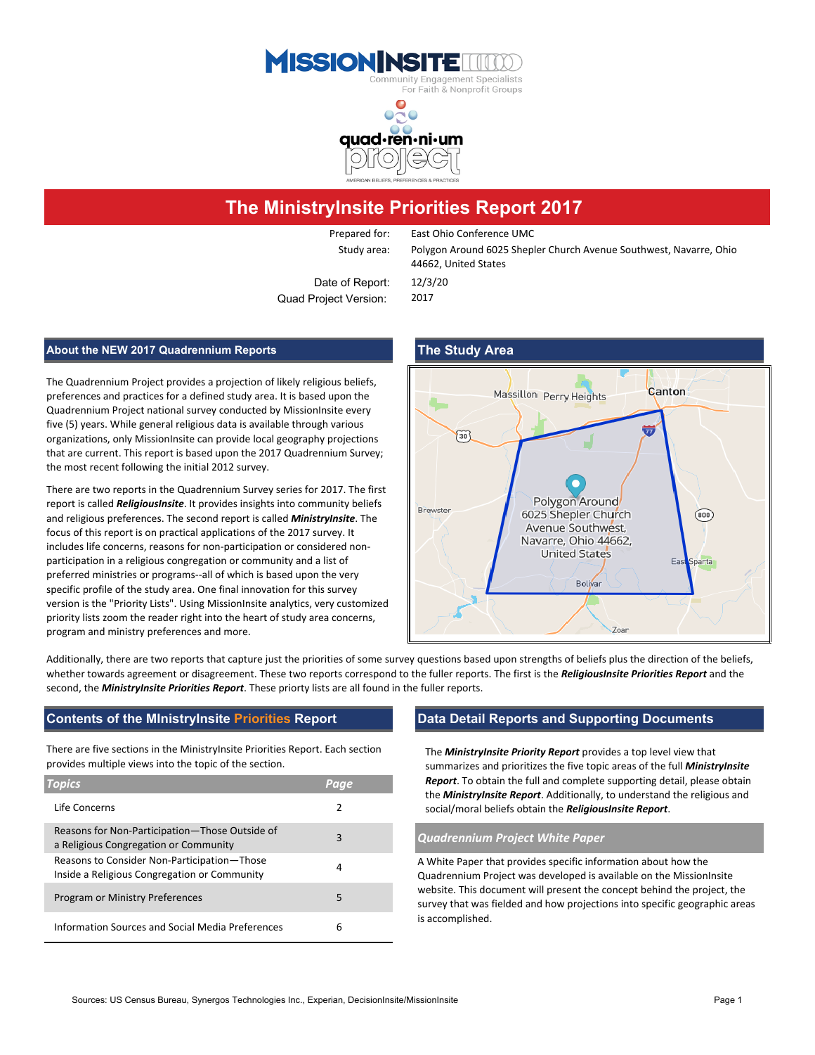# The MinistryInsite Priorities Report 2017

| | |
|---|---|
| Prepared for: | East Ohio Conference UMC |
| Study area: | Polygon Around 6025 Shepler Church Avenue Southwest, Navarre, Ohio 44662, United States |
| Date of Report: | 12/3/20 |
| Quad Project Version: | 2017 |

## About the NEW 2017 Quadrennium Reports

The Quadrennium Project provides a projection of likely religious beliefs, preferences and practices for a defined study area. It is based upon the Quadrennium Project national survey conducted by MissionInsite every five (5) years. While general religious data is available through various organizations, only MissionInsite can provide local geography projections that are current. This report is based upon the 2017 Quadrennium Survey; the most recent following the initial 2012 survey.

There are two reports in the Quadrennium Survey series for 2017. The first report is called ***ReligiousInsite***. It provides insights into community beliefs and religious preferences. The second report is called ***MinistryInsite***. The focus of this report is on practical applications of the 2017 survey. It includes life concerns, reasons for non-participation or considered non-participation in a religious congregation or community and a list of preferred ministries or programs--all of which is based upon the very specific profile of the study area. One final innovation for this survey version is the "Priority Lists". Using MissionInsite analytics, very customized priority lists zoom the reader right into the heart of study area concerns, program and ministry preferences and more.

## The Study Area

Additionally, there are two reports that capture just the priorities of some survey questions based upon strengths of beliefs plus the direction of the beliefs, whether towards agreement or disagreement. These two reports correspond to the fuller reports. The first is the ***ReligiousInsite Priorities Report*** and the second, the ***MinistryInsite Priorities Report***. These priorty lists are all found in the fuller reports.

## Contents of the MInistryInsite Priorities Report

There are five sections in the MinistryInsite Priorities Report. Each section provides multiple views into the topic of the section.

| *Topics* | *Page* |
|---|---|
| Life Concerns | 2 |
| Reasons for Non-Participation—Those Outside of a Religious Congregation or Community | 3 |
| Reasons to Consider Non-Participation—Those Inside a Religious Congregation or Community | 4 |
| Program or Ministry Preferences | 5 |
| Information Sources and Social Media Preferences | 6 |

## Data Detail Reports and Supporting Documents

The ***MinistryInsite Priority Report*** provides a top level view that summarizes and prioritizes the five topic areas of the full ***MinistryInsite Report***. To obtain the full and complete supporting detail, please obtain the ***MinistryInsite Report***. Additionally, to understand the religious and social/moral beliefs obtain the ***ReligiousInsite Report***.

### *Quadrennium Project White Paper*

A White Paper that provides specific information about how the Quadrennium Project was developed is available on the MissionInsite website. This document will present the concept behind the project, the survey that was fielded and how projections into specific geographic areas is accomplished.

Sources: US Census Bureau, Synergos Technologies Inc., Experian, DecisionInsite/MissionInsite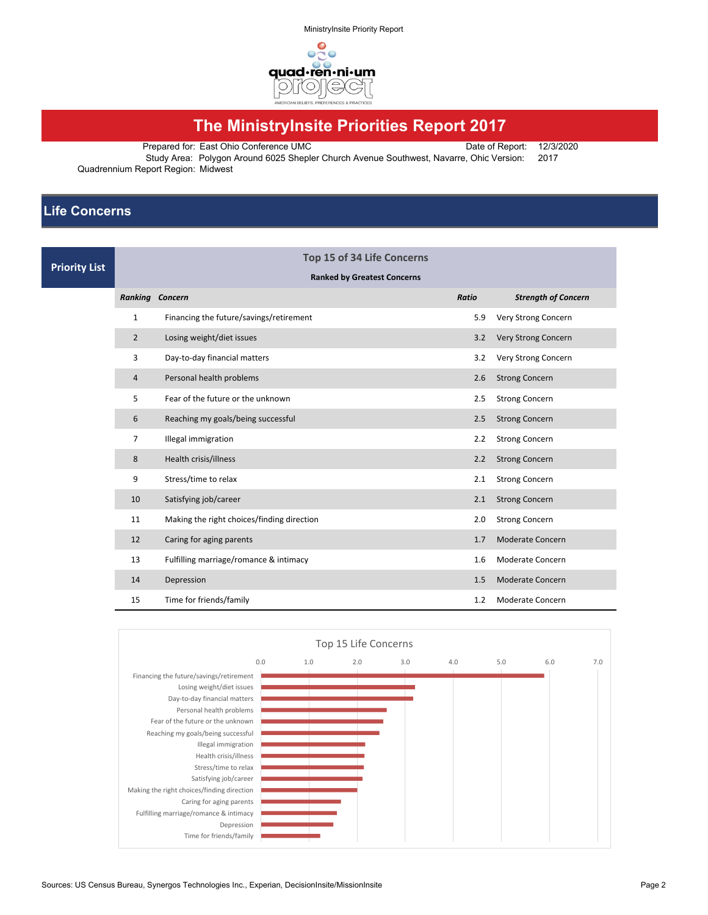MinistryInsite Priority Report

# The MinistryInsite Priorities Report 2017

Prepared for: East Ohio Conference UMC | Date of Report: 12/3/2020
Study Area: Polygon Around 6025 Shepler Church Avenue Southwest, Navarre, Ohic | Version: 2017
Quadrennium Report Region: Midwest

## Life Concerns

### Priority List

**Top 15 of 34 Life Concerns**

**Ranked by Greatest Concerns**

| *Ranking* | *Concern* | *Ratio* | *Strength of Concern* |
|---|---|---|---|
| 1 | Financing the future/savings/retirement | 5.9 | Very Strong Concern |
| 2 | Losing weight/diet issues | 3.2 | Very Strong Concern |
| 3 | Day-to-day financial matters | 3.2 | Very Strong Concern |
| 4 | Personal health problems | 2.6 | Strong Concern |
| 5 | Fear of the future or the unknown | 2.5 | Strong Concern |
| 6 | Reaching my goals/being successful | 2.5 | Strong Concern |
| 7 | Illegal immigration | 2.2 | Strong Concern |
| 8 | Health crisis/illness | 2.2 | Strong Concern |
| 9 | Stress/time to relax | 2.1 | Strong Concern |
| 10 | Satisfying job/career | 2.1 | Strong Concern |
| 11 | Making the right choices/finding direction | 2.0 | Strong Concern |
| 12 | Caring for aging parents | 1.7 | Moderate Concern |
| 13 | Fulfilling marriage/romance & intimacy | 1.6 | Moderate Concern |
| 14 | Depression | 1.5 | Moderate Concern |
| 15 | Time for friends/family | 1.2 | Moderate Concern |

Top 15 Life Concerns

Sources: US Census Bureau, Synergos Technologies Inc., Experian, DecisionInsite/MissionInsite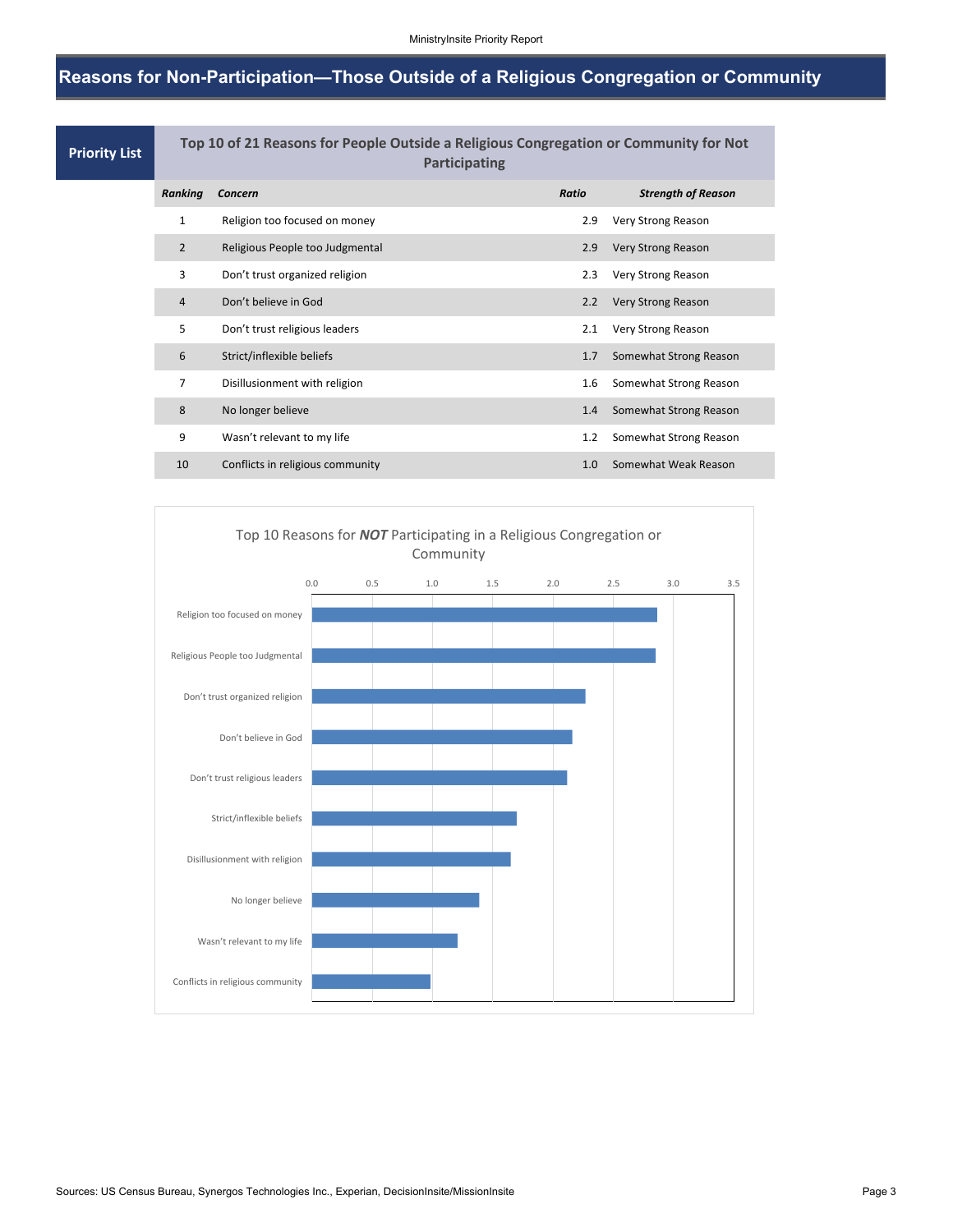# Reasons for Non-Participation—Those Outside of a Religious Congregation or Community

## Priority List

**Top 10 of 21 Reasons for People Outside a Religious Congregation or Community for Not Participating**

| *Ranking* | *Concern* | *Ratio* | *Strength of Reason* |
|---|---|---|---|
| 1 | Religion too focused on money | 2.9 | Very Strong Reason |
| 2 | Religious People too Judgmental | 2.9 | Very Strong Reason |
| 3 | Don't trust organized religion | 2.3 | Very Strong Reason |
| 4 | Don't believe in God | 2.2 | Very Strong Reason |
| 5 | Don't trust religious leaders | 2.1 | Very Strong Reason |
| 6 | Strict/inflexible beliefs | 1.7 | Somewhat Strong Reason |
| 7 | Disillusionment with religion | 1.6 | Somewhat Strong Reason |
| 8 | No longer believe | 1.4 | Somewhat Strong Reason |
| 9 | Wasn't relevant to my life | 1.2 | Somewhat Strong Reason |
| 10 | Conflicts in religious community | 1.0 | Somewhat Weak Reason |

Top 10 Reasons for ***NOT*** Participating in a Religious Congregation or Community

Sources: US Census Bureau, Synergos Technologies Inc., Experian, DecisionInsite/MissionInsite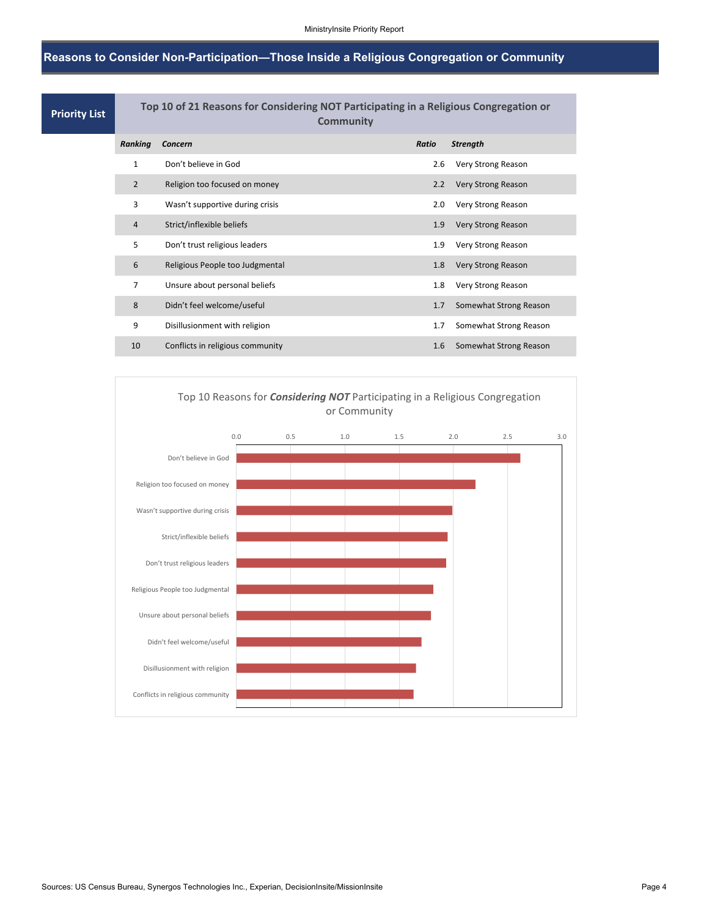## Reasons to Consider Non-Participation—Those Inside a Religious Congregation or Community

**Priority List**

**Top 10 of 21 Reasons for Considering NOT Participating in a Religious Congregation or Community**

| *Ranking* | *Concern* | *Ratio* | *Strength* |
|---|---|---|---|
| 1 | Don't believe in God | 2.6 | Very Strong Reason |
| 2 | Religion too focused on money | 2.2 | Very Strong Reason |
| 3 | Wasn't supportive during crisis | 2.0 | Very Strong Reason |
| 4 | Strict/inflexible beliefs | 1.9 | Very Strong Reason |
| 5 | Don't trust religious leaders | 1.9 | Very Strong Reason |
| 6 | Religious People too Judgmental | 1.8 | Very Strong Reason |
| 7 | Unsure about personal beliefs | 1.8 | Very Strong Reason |
| 8 | Didn't feel welcome/useful | 1.7 | Somewhat Strong Reason |
| 9 | Disillusionment with religion | 1.7 | Somewhat Strong Reason |
| 10 | Conflicts in religious community | 1.6 | Somewhat Strong Reason |

Top 10 Reasons for ***Considering NOT*** Participating in a Religious Congregation or Community

| Concern | Ratio |
|---|---|
| Don't believe in God | 2.6 |
| Religion too focused on money | 2.2 |
| Wasn't supportive during crisis | 2.0 |
| Strict/inflexible beliefs | 1.9 |
| Don't trust religious leaders | 1.9 |
| Religious People too Judgmental | 1.8 |
| Unsure about personal beliefs | 1.8 |
| Didn't feel welcome/useful | 1.7 |
| Disillusionment with religion | 1.7 |
| Conflicts in religious community | 1.6 |

Sources: US Census Bureau, Synergos Technologies Inc., Experian, DecisionInsite/MissionInsite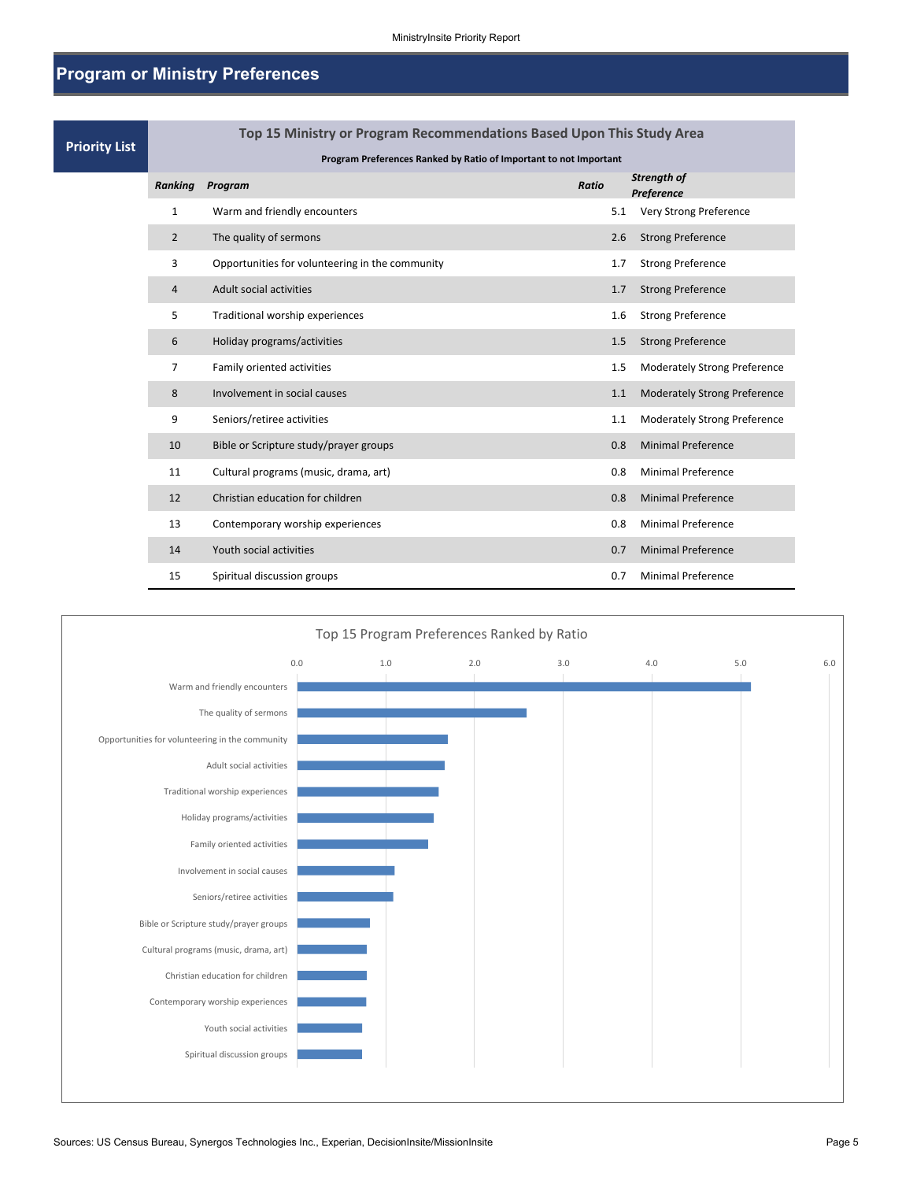## Program or Ministry Preferences

**Priority List**

### Top 15 Ministry or Program Recommendations Based Upon This Study Area

**Program Preferences Ranked by Ratio of Important to not Important**

| *Ranking* | *Program* | *Ratio* | *Strength of Preference* |
|---|---|---|---|
| 1 | Warm and friendly encounters | 5.1 | Very Strong Preference |
| 2 | The quality of sermons | 2.6 | Strong Preference |
| 3 | Opportunities for volunteering in the community | 1.7 | Strong Preference |
| 4 | Adult social activities | 1.7 | Strong Preference |
| 5 | Traditional worship experiences | 1.6 | Strong Preference |
| 6 | Holiday programs/activities | 1.5 | Strong Preference |
| 7 | Family oriented activities | 1.5 | Moderately Strong Preference |
| 8 | Involvement in social causes | 1.1 | Moderately Strong Preference |
| 9 | Seniors/retiree activities | 1.1 | Moderately Strong Preference |
| 10 | Bible or Scripture study/prayer groups | 0.8 | Minimal Preference |
| 11 | Cultural programs (music, drama, art) | 0.8 | Minimal Preference |
| 12 | Christian education for children | 0.8 | Minimal Preference |
| 13 | Contemporary worship experiences | 0.8 | Minimal Preference |
| 14 | Youth social activities | 0.7 | Minimal Preference |
| 15 | Spiritual discussion groups | 0.7 | Minimal Preference |

**Top 15 Program Preferences Ranked by Ratio**

| Program | Ratio |
|---|---|
| Warm and friendly encounters | 5.1 |
| The quality of sermons | 2.6 |
| Opportunities for volunteering in the community | 1.7 |
| Adult social activities | 1.7 |
| Traditional worship experiences | 1.6 |
| Holiday programs/activities | 1.5 |
| Family oriented activities | 1.5 |
| Involvement in social causes | 1.1 |
| Seniors/retiree activities | 1.1 |
| Bible or Scripture study/prayer groups | 0.8 |
| Cultural programs (music, drama, art) | 0.8 |
| Christian education for children | 0.8 |
| Contemporary worship experiences | 0.8 |
| Youth social activities | 0.7 |
| Spiritual discussion groups | 0.7 |

Sources: US Census Bureau, Synergos Technologies Inc., Experian, DecisionInsite/MissionInsite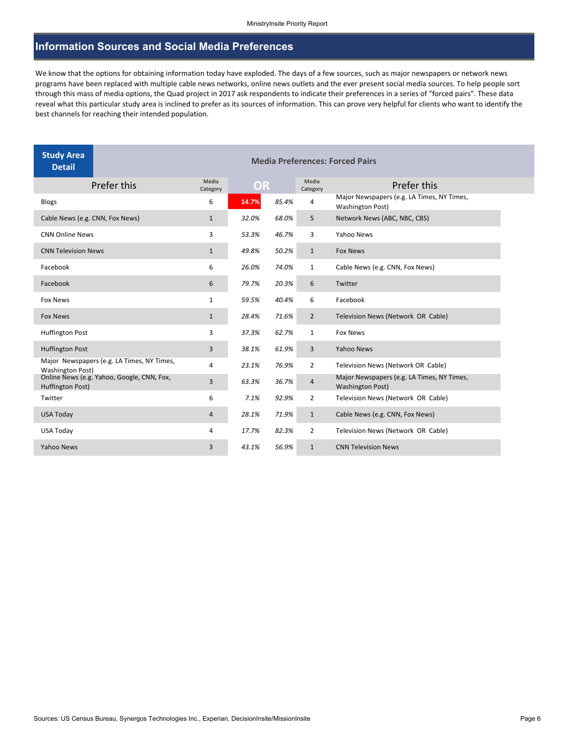## Information Sources and Social Media Preferences

We know that the options for obtaining information today have exploded. The days of a few sources, such as major newspapers or network news programs have been replaced with multiple cable news networks, online news outlets and the ever present social media sources. To help people sort through this mass of media options, the Quad project in 2017 ask respondents to indicate their preferences in a series of "forced pairs". These data reveal what this particular study area is inclined to prefer as its sources of information. This can prove very helpful for clients who want to identify the best channels for reaching their intended population.

**Study Area Detail** — **Media Preferences: Forced Pairs**

| Prefer this | Media Category | OR | | Media Category | Prefer this |
|---|---|---|---|---|---|
| Blogs | 6 | 14.7% | 85.4% | 4 | Major Newspapers (e.g. LA Times, NY Times, Washington Post) |
| Cable News (e.g. CNN, Fox News) | 1 | 32.0% | 68.0% | 5 | Network News (ABC, NBC, CBS) |
| CNN Online News | 3 | 53.3% | 46.7% | 3 | Yahoo News |
| CNN Television News | 1 | 49.8% | 50.2% | 1 | Fox News |
| Facebook | 6 | 26.0% | 74.0% | 1 | Cable News (e.g. CNN, Fox News) |
| Facebook | 6 | 79.7% | 20.3% | 6 | Twitter |
| Fox News | 1 | 59.5% | 40.4% | 6 | Facebook |
| Fox News | 1 | 28.4% | 71.6% | 2 | Television News (Network OR Cable) |
| Huffington Post | 3 | 37.3% | 62.7% | 1 | Fox News |
| Huffington Post | 3 | 38.1% | 61.9% | 3 | Yahoo News |
| Major Newspapers (e.g. LA Times, NY Times, Washington Post) | 4 | 23.1% | 76.9% | 2 | Television News (Network OR Cable) |
| Online News (e.g. Yahoo, Google, CNN, Fox, Huffington Post) | 3 | 63.3% | 36.7% | 4 | Major Newspapers (e.g. LA Times, NY Times, Washington Post) |
| Twitter | 6 | 7.1% | 92.9% | 2 | Television News (Network OR Cable) |
| USA Today | 4 | 28.1% | 71.9% | 1 | Cable News (e.g. CNN, Fox News) |
| USA Today | 4 | 17.7% | 82.3% | 2 | Television News (Network OR Cable) |
| Yahoo News | 3 | 43.1% | 56.9% | 1 | CNN Television News |

Sources: US Census Bureau, Synergos Technologies Inc., Experian, DecisionInsite/MissionInsite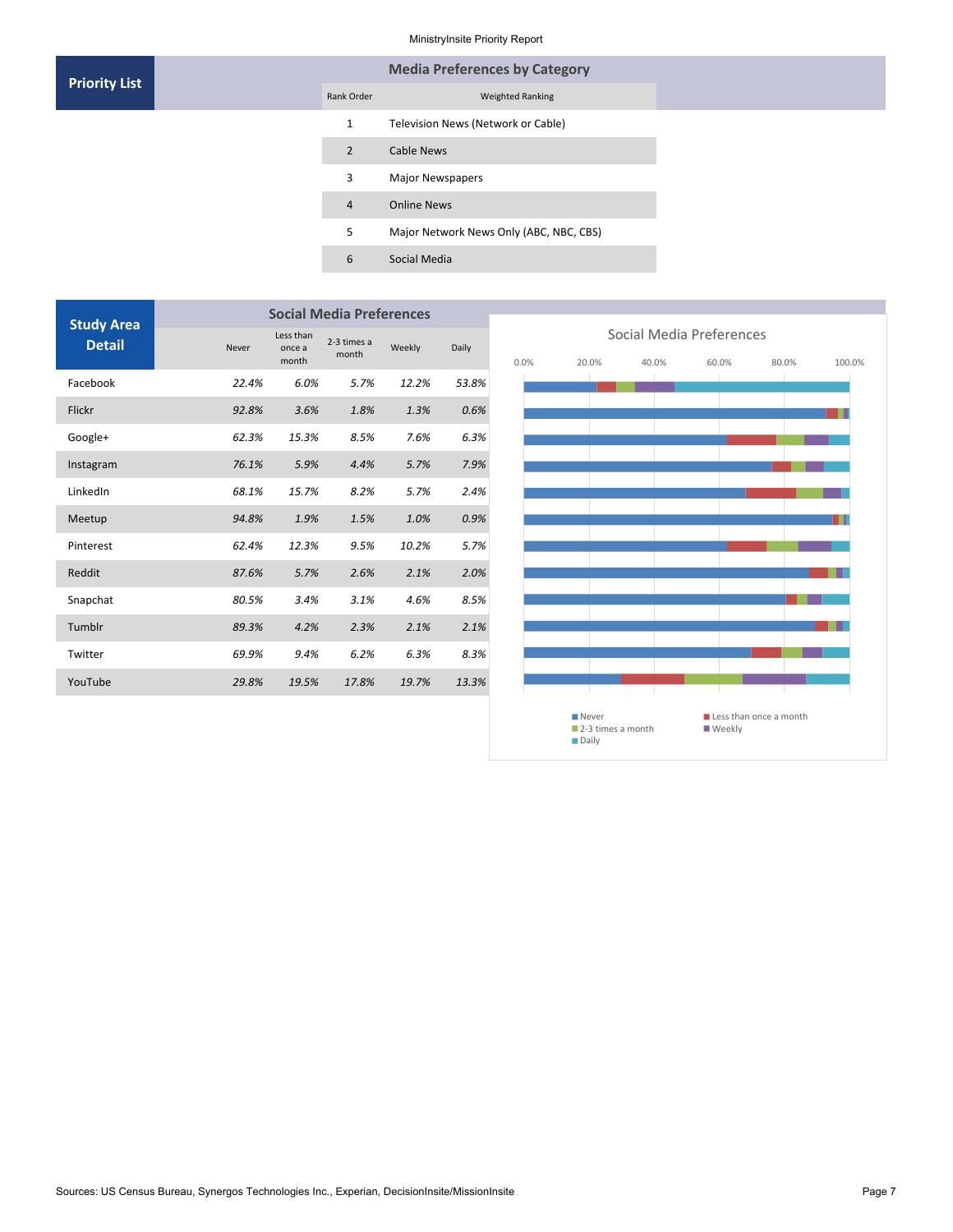## Priority List

### Media Preferences by Category

| Rank Order | Weighted Ranking |
|---|---|
| 1 | Television News (Network or Cable) |
| 2 | Cable News |
| 3 | Major Newspapers |
| 4 | Online News |
| 5 | Major Network News Only (ABC, NBC, CBS) |
| 6 | Social Media |

## Study Area Detail

### Social Media Preferences

| | Never | Less than once a month | 2-3 times a month | Weekly | Daily |
|---|---|---|---|---|---|
| Facebook | *22.4%* | *6.0%* | *5.7%* | *12.2%* | *53.8%* |
| Flickr | *92.8%* | *3.6%* | *1.8%* | *1.3%* | *0.6%* |
| Google+ | *62.3%* | *15.3%* | *8.5%* | *7.6%* | *6.3%* |
| Instagram | *76.1%* | *5.9%* | *4.4%* | *5.7%* | *7.9%* |
| LinkedIn | *68.1%* | *15.7%* | *8.2%* | *5.7%* | *2.4%* |
| Meetup | *94.8%* | *1.9%* | *1.5%* | *1.0%* | *0.9%* |
| Pinterest | *62.4%* | *12.3%* | *9.5%* | *10.2%* | *5.7%* |
| Reddit | *87.6%* | *5.7%* | *2.6%* | *2.1%* | *2.0%* |
| Snapchat | *80.5%* | *3.4%* | *3.1%* | *4.6%* | *8.5%* |
| Tumblr | *89.3%* | *4.2%* | *2.3%* | *2.1%* | *2.1%* |
| Twitter | *69.9%* | *9.4%* | *6.2%* | *6.3%* | *8.3%* |
| YouTube | *29.8%* | *19.5%* | *17.8%* | *19.7%* | *13.3%* |

Sources: US Census Bureau, Synergos Technologies Inc., Experian, DecisionInsite/MissionInsite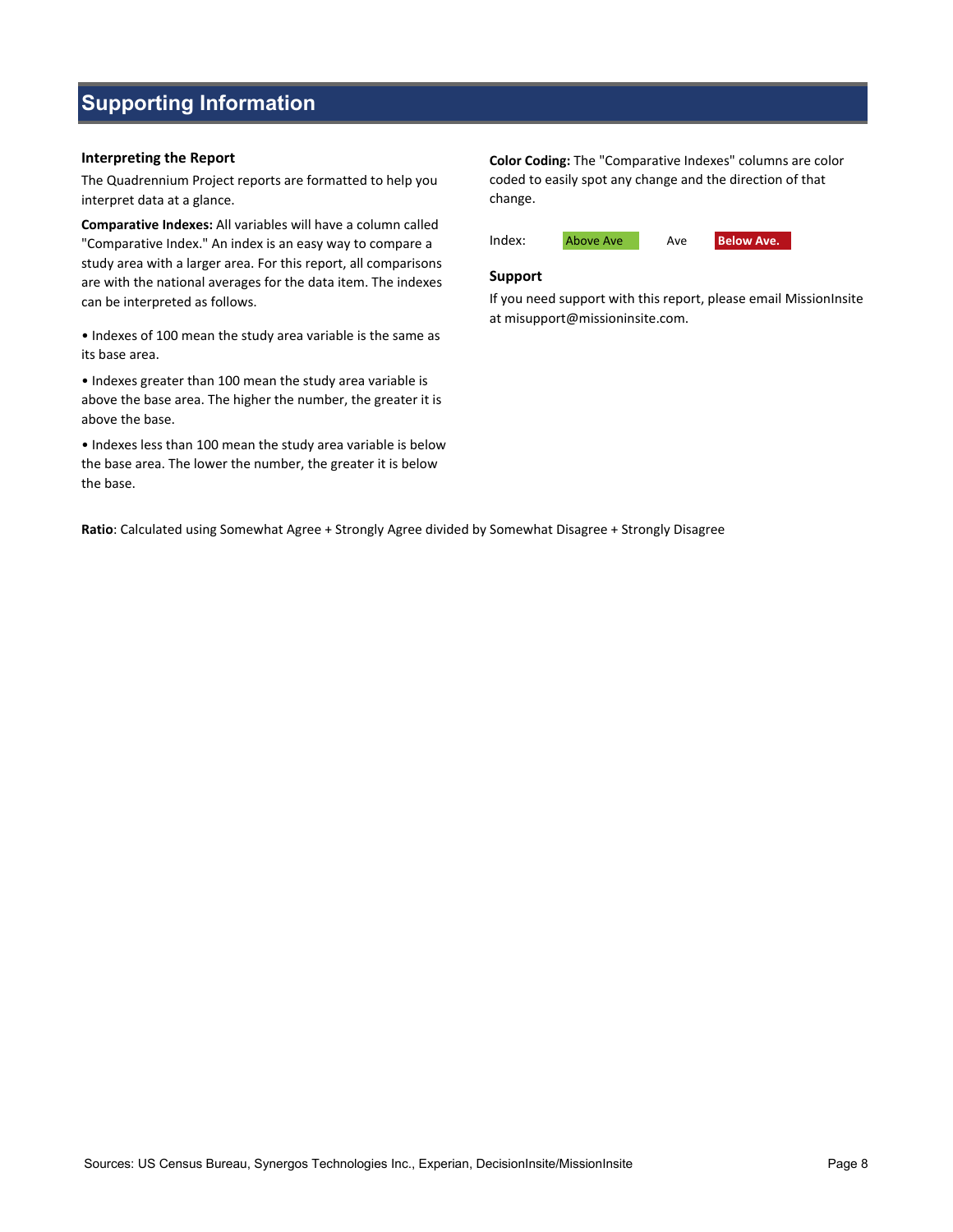# Supporting Information

### Interpreting the Report

The Quadrennium Project reports are formatted to help you interpret data at a glance.

**Comparative Indexes:** All variables will have a column called "Comparative Index." An index is an easy way to compare a study area with a larger area. For this report, all comparisons are with the national averages for the data item. The indexes can be interpreted as follows.

- Indexes of 100 mean the study area variable is the same as its base area.
- Indexes greater than 100 mean the study area variable is above the base area. The higher the number, the greater it is above the base.
- Indexes less than 100 mean the study area variable is below the base area. The lower the number, the greater it is below the base.

**Color Coding:** The "Comparative Indexes" columns are color coded to easily spot any change and the direction of that change.

| | | | |
|---|---|---|---|
| Index: | Above Ave | Ave | **Below Ave.** |

### Support

If you need support with this report, please email MissionInsite at misupport@missioninsite.com.

**Ratio**: Calculated using Somewhat Agree + Strongly Agree divided by Somewhat Disagree + Strongly Disagree

Sources: US Census Bureau, Synergos Technologies Inc., Experian, DecisionInsite/MissionInsite